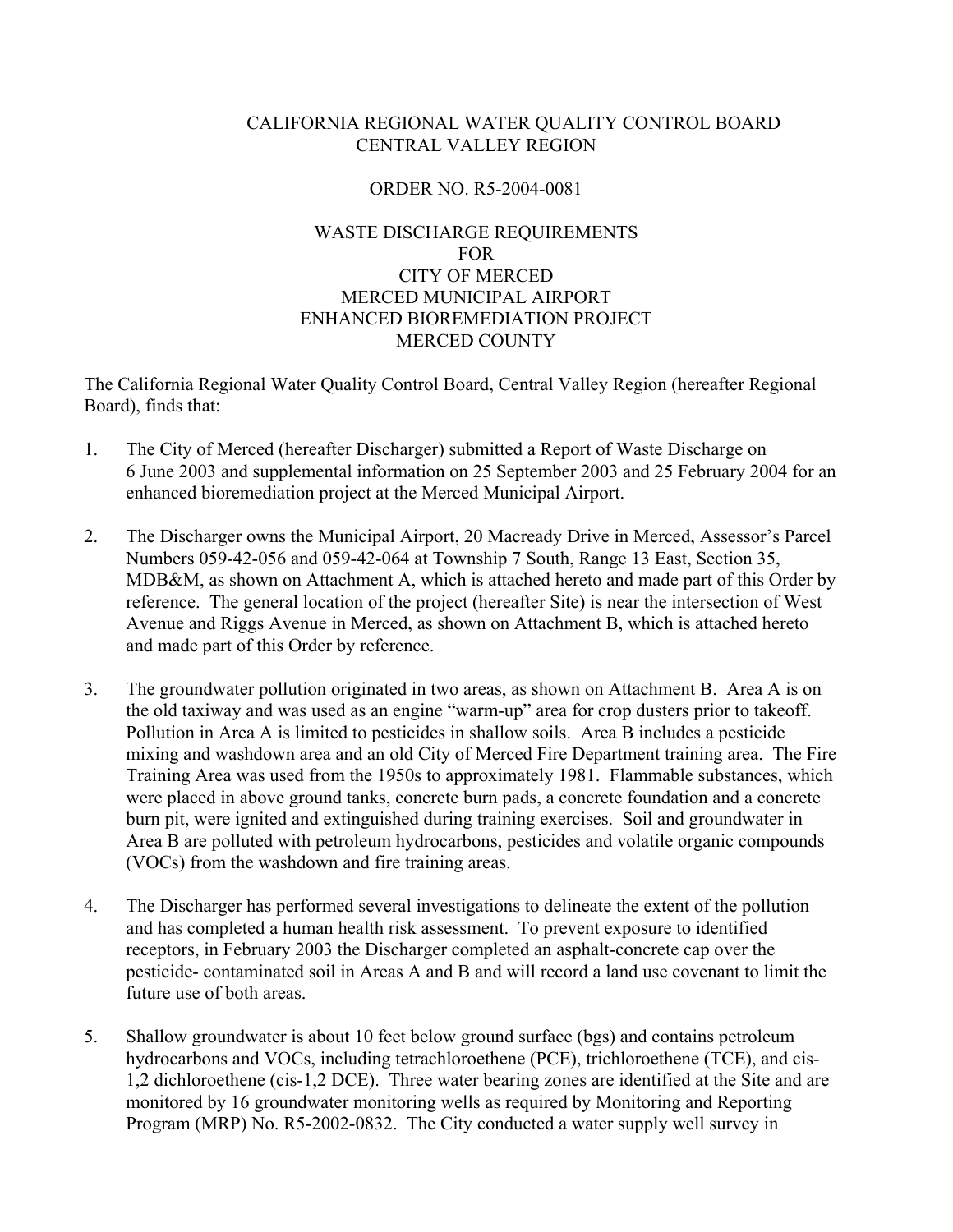# CALIFORNIA REGIONAL WATER QUALITY CONTROL BOARD
# CENTRAL VALLEY REGION

## ORDER NO. R5-2004-0081

## WASTE DISCHARGE REQUIREMENTS
## FOR
## CITY OF MERCED
## MERCED MUNICIPAL AIRPORT
## ENHANCED BIOREMEDIATION PROJECT
## MERCED COUNTY

The California Regional Water Quality Control Board, Central Valley Region (hereafter Regional Board), finds that:

1. The City of Merced (hereafter Discharger) submitted a Report of Waste Discharge on 6 June 2003 and supplemental information on 25 September 2003 and 25 February 2004 for an enhanced bioremediation project at the Merced Municipal Airport.

2. The Discharger owns the Municipal Airport, 20 Macready Drive in Merced, Assessor's Parcel Numbers 059-42-056 and 059-42-064 at Township 7 South, Range 13 East, Section 35, MDB&M, as shown on Attachment A, which is attached hereto and made part of this Order by reference. The general location of the project (hereafter Site) is near the intersection of West Avenue and Riggs Avenue in Merced, as shown on Attachment B, which is attached hereto and made part of this Order by reference.

3. The groundwater pollution originated in two areas, as shown on Attachment B. Area A is on the old taxiway and was used as an engine "warm-up" area for crop dusters prior to takeoff. Pollution in Area A is limited to pesticides in shallow soils. Area B includes a pesticide mixing and washdown area and an old City of Merced Fire Department training area. The Fire Training Area was used from the 1950s to approximately 1981. Flammable substances, which were placed in above ground tanks, concrete burn pads, a concrete foundation and a concrete burn pit, were ignited and extinguished during training exercises. Soil and groundwater in Area B are polluted with petroleum hydrocarbons, pesticides and volatile organic compounds (VOCs) from the washdown and fire training areas.

4. The Discharger has performed several investigations to delineate the extent of the pollution and has completed a human health risk assessment. To prevent exposure to identified receptors, in February 2003 the Discharger completed an asphalt-concrete cap over the pesticide- contaminated soil in Areas A and B and will record a land use covenant to limit the future use of both areas.

5. Shallow groundwater is about 10 feet below ground surface (bgs) and contains petroleum hydrocarbons and VOCs, including tetrachloroethene (PCE), trichloroethene (TCE), and cis-1,2 dichloroethene (cis-1,2 DCE). Three water bearing zones are identified at the Site and are monitored by 16 groundwater monitoring wells as required by Monitoring and Reporting Program (MRP) No. R5-2002-0832. The City conducted a water supply well survey in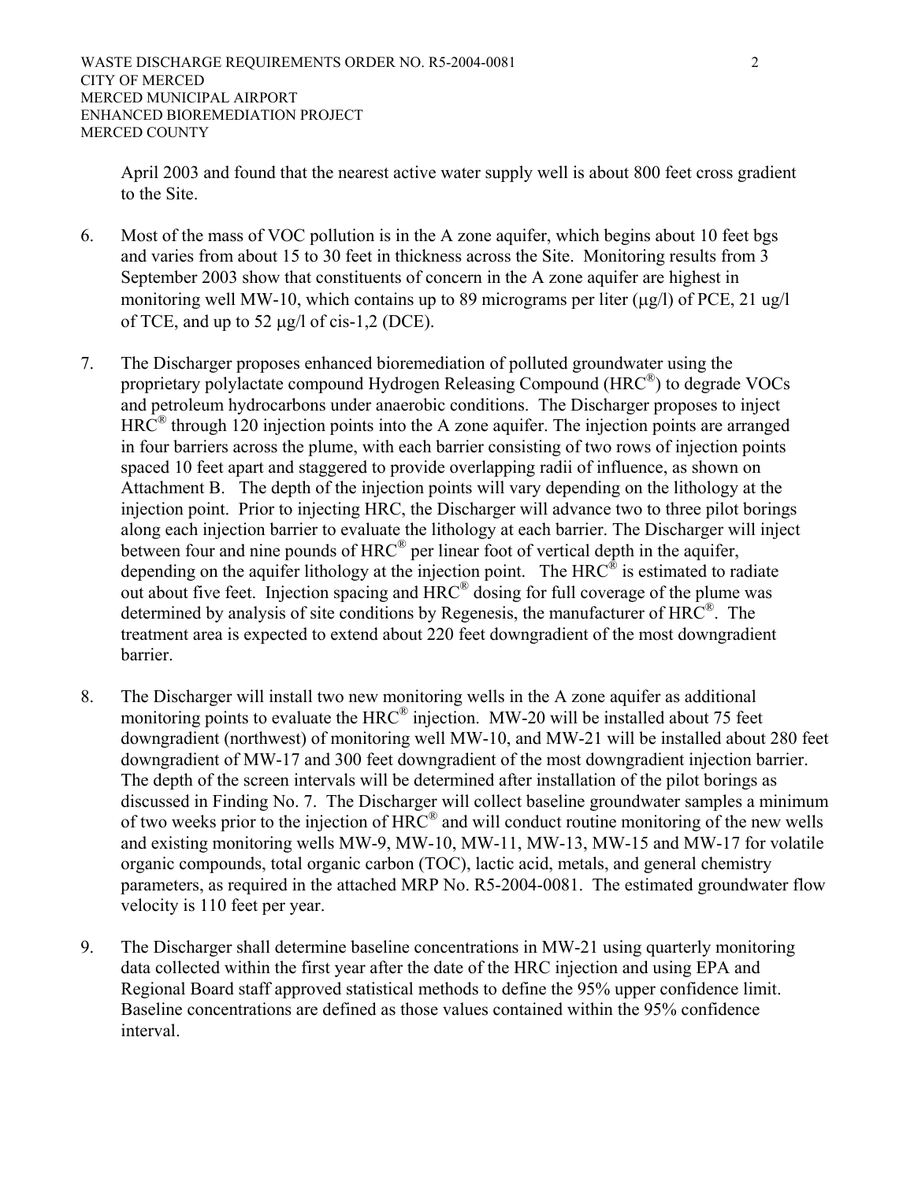April 2003 and found that the nearest active water supply well is about 800 feet cross gradient to the Site.

6. Most of the mass of VOC pollution is in the A zone aquifer, which begins about 10 feet bgs and varies from about 15 to 30 feet in thickness across the Site. Monitoring results from 3 September 2003 show that constituents of concern in the A zone aquifer are highest in monitoring well MW-10, which contains up to 89 micrograms per liter (μg/l) of PCE, 21 ug/l of TCE, and up to 52 μg/l of cis-1,2 (DCE).

7. The Discharger proposes enhanced bioremediation of polluted groundwater using the proprietary polylactate compound Hydrogen Releasing Compound (HRC®) to degrade VOCs and petroleum hydrocarbons under anaerobic conditions. The Discharger proposes to inject HRC® through 120 injection points into the A zone aquifer. The injection points are arranged in four barriers across the plume, with each barrier consisting of two rows of injection points spaced 10 feet apart and staggered to provide overlapping radii of influence, as shown on Attachment B. The depth of the injection points will vary depending on the lithology at the injection point. Prior to injecting HRC, the Discharger will advance two to three pilot borings along each injection barrier to evaluate the lithology at each barrier. The Discharger will inject between four and nine pounds of HRC® per linear foot of vertical depth in the aquifer, depending on the aquifer lithology at the injection point. The HRC® is estimated to radiate out about five feet. Injection spacing and HRC® dosing for full coverage of the plume was determined by analysis of site conditions by Regenesis, the manufacturer of HRC®. The treatment area is expected to extend about 220 feet downgradient of the most downgradient barrier.

8. The Discharger will install two new monitoring wells in the A zone aquifer as additional monitoring points to evaluate the HRC® injection. MW-20 will be installed about 75 feet downgradient (northwest) of monitoring well MW-10, and MW-21 will be installed about 280 feet downgradient of MW-17 and 300 feet downgradient of the most downgradient injection barrier. The depth of the screen intervals will be determined after installation of the pilot borings as discussed in Finding No. 7. The Discharger will collect baseline groundwater samples a minimum of two weeks prior to the injection of HRC® and will conduct routine monitoring of the new wells and existing monitoring wells MW-9, MW-10, MW-11, MW-13, MW-15 and MW-17 for volatile organic compounds, total organic carbon (TOC), lactic acid, metals, and general chemistry parameters, as required in the attached MRP No. R5-2004-0081. The estimated groundwater flow velocity is 110 feet per year.

9. The Discharger shall determine baseline concentrations in MW-21 using quarterly monitoring data collected within the first year after the date of the HRC injection and using EPA and Regional Board staff approved statistical methods to define the 95% upper confidence limit. Baseline concentrations are defined as those values contained within the 95% confidence interval.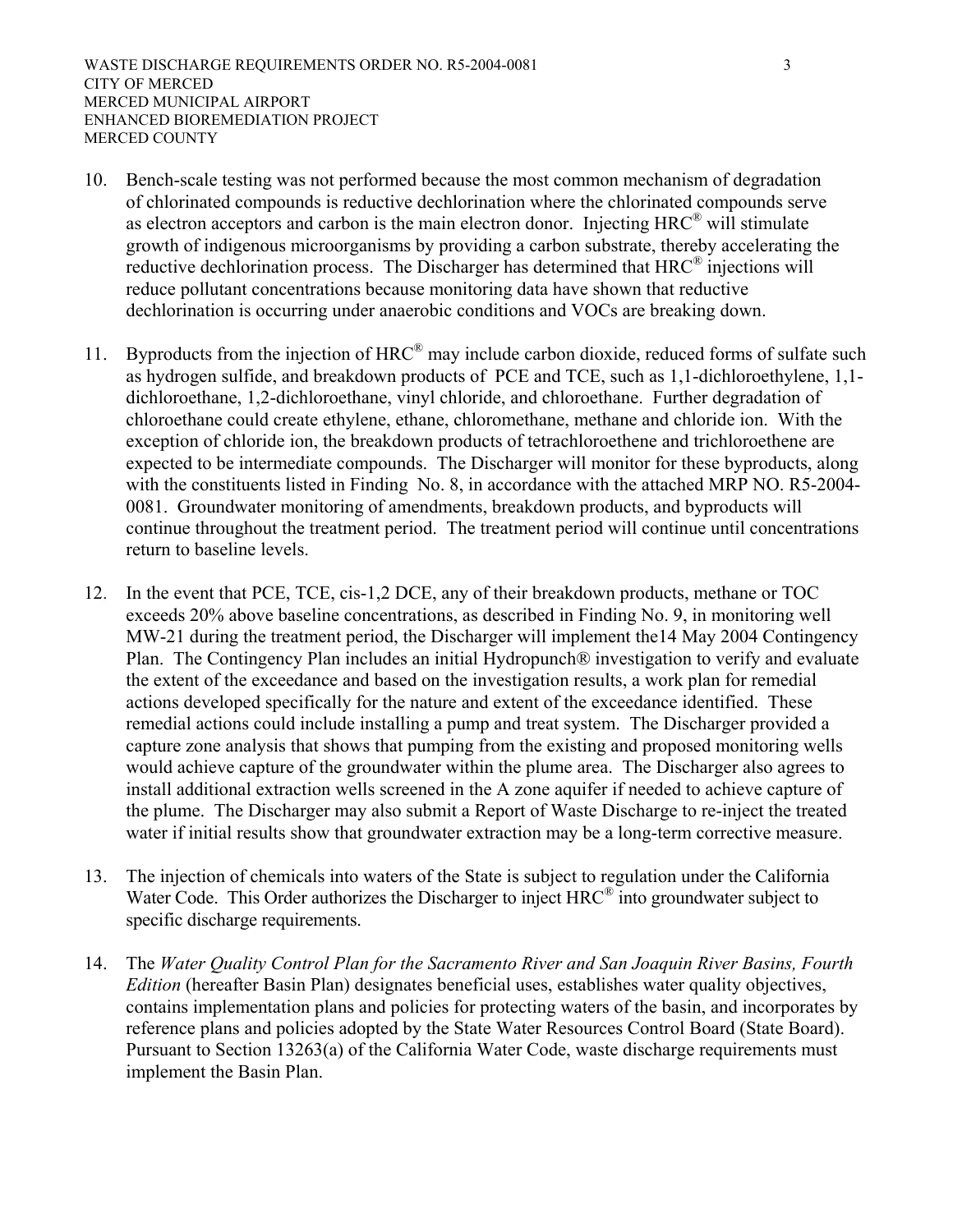10. Bench-scale testing was not performed because the most common mechanism of degradation of chlorinated compounds is reductive dechlorination where the chlorinated compounds serve as electron acceptors and carbon is the main electron donor. Injecting HRC® will stimulate growth of indigenous microorganisms by providing a carbon substrate, thereby accelerating the reductive dechlorination process. The Discharger has determined that HRC® injections will reduce pollutant concentrations because monitoring data have shown that reductive dechlorination is occurring under anaerobic conditions and VOCs are breaking down.

11. Byproducts from the injection of HRC® may include carbon dioxide, reduced forms of sulfate such as hydrogen sulfide, and breakdown products of PCE and TCE, such as 1,1-dichloroethylene, 1,1-dichloroethane, 1,2-dichloroethane, vinyl chloride, and chloroethane. Further degradation of chloroethane could create ethylene, ethane, chloromethane, methane and chloride ion. With the exception of chloride ion, the breakdown products of tetrachloroethene and trichloroethene are expected to be intermediate compounds. The Discharger will monitor for these byproducts, along with the constituents listed in Finding No. 8, in accordance with the attached MRP NO. R5-2004-0081. Groundwater monitoring of amendments, breakdown products, and byproducts will continue throughout the treatment period. The treatment period will continue until concentrations return to baseline levels.

12. In the event that PCE, TCE, cis-1,2 DCE, any of their breakdown products, methane or TOC exceeds 20% above baseline concentrations, as described in Finding No. 9, in monitoring well MW-21 during the treatment period, the Discharger will implement the14 May 2004 Contingency Plan. The Contingency Plan includes an initial Hydropunch® investigation to verify and evaluate the extent of the exceedance and based on the investigation results, a work plan for remedial actions developed specifically for the nature and extent of the exceedance identified. These remedial actions could include installing a pump and treat system. The Discharger provided a capture zone analysis that shows that pumping from the existing and proposed monitoring wells would achieve capture of the groundwater within the plume area. The Discharger also agrees to install additional extraction wells screened in the A zone aquifer if needed to achieve capture of the plume. The Discharger may also submit a Report of Waste Discharge to re-inject the treated water if initial results show that groundwater extraction may be a long-term corrective measure.

13. The injection of chemicals into waters of the State is subject to regulation under the California Water Code. This Order authorizes the Discharger to inject HRC® into groundwater subject to specific discharge requirements.

14. The *Water Quality Control Plan for the Sacramento River and San Joaquin River Basins, Fourth Edition* (hereafter Basin Plan) designates beneficial uses, establishes water quality objectives, contains implementation plans and policies for protecting waters of the basin, and incorporates by reference plans and policies adopted by the State Water Resources Control Board (State Board). Pursuant to Section 13263(a) of the California Water Code, waste discharge requirements must implement the Basin Plan.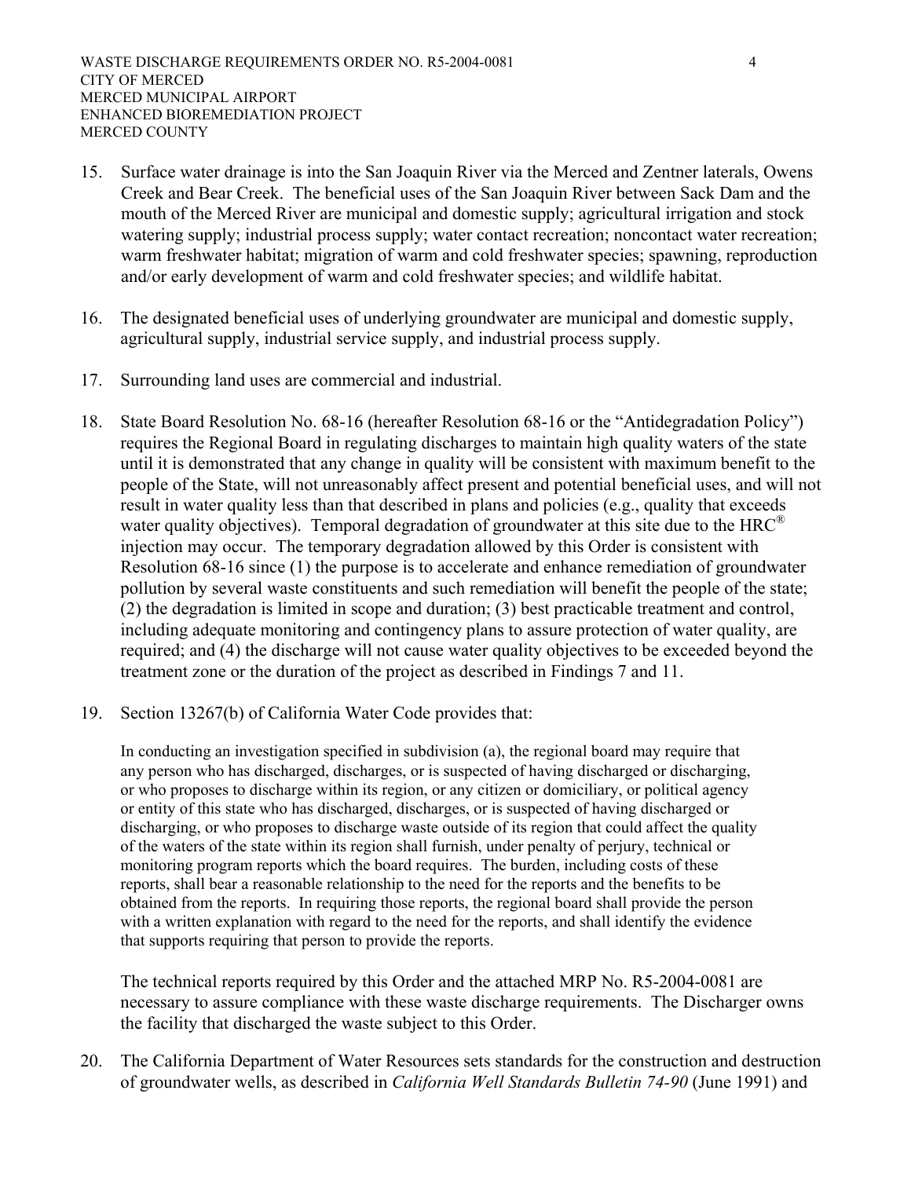15. Surface water drainage is into the San Joaquin River via the Merced and Zentner laterals, Owens Creek and Bear Creek. The beneficial uses of the San Joaquin River between Sack Dam and the mouth of the Merced River are municipal and domestic supply; agricultural irrigation and stock watering supply; industrial process supply; water contact recreation; noncontact water recreation; warm freshwater habitat; migration of warm and cold freshwater species; spawning, reproduction and/or early development of warm and cold freshwater species; and wildlife habitat.

16. The designated beneficial uses of underlying groundwater are municipal and domestic supply, agricultural supply, industrial service supply, and industrial process supply.

17. Surrounding land uses are commercial and industrial.

18. State Board Resolution No. 68-16 (hereafter Resolution 68-16 or the "Antidegradation Policy") requires the Regional Board in regulating discharges to maintain high quality waters of the state until it is demonstrated that any change in quality will be consistent with maximum benefit to the people of the State, will not unreasonably affect present and potential beneficial uses, and will not result in water quality less than that described in plans and policies (e.g., quality that exceeds water quality objectives). Temporal degradation of groundwater at this site due to the HRC® injection may occur. The temporary degradation allowed by this Order is consistent with Resolution 68-16 since (1) the purpose is to accelerate and enhance remediation of groundwater pollution by several waste constituents and such remediation will benefit the people of the state; (2) the degradation is limited in scope and duration; (3) best practicable treatment and control, including adequate monitoring and contingency plans to assure protection of water quality, are required; and (4) the discharge will not cause water quality objectives to be exceeded beyond the treatment zone or the duration of the project as described in Findings 7 and 11.

19. Section 13267(b) of California Water Code provides that:

    In conducting an investigation specified in subdivision (a), the regional board may require that any person who has discharged, discharges, or is suspected of having discharged or discharging, or who proposes to discharge within its region, or any citizen or domiciliary, or political agency or entity of this state who has discharged, discharges, or is suspected of having discharged or discharging, or who proposes to discharge waste outside of its region that could affect the quality of the waters of the state within its region shall furnish, under penalty of perjury, technical or monitoring program reports which the board requires. The burden, including costs of these reports, shall bear a reasonable relationship to the need for the reports and the benefits to be obtained from the reports. In requiring those reports, the regional board shall provide the person with a written explanation with regard to the need for the reports, and shall identify the evidence that supports requiring that person to provide the reports.

    The technical reports required by this Order and the attached MRP No. R5-2004-0081 are necessary to assure compliance with these waste discharge requirements. The Discharger owns the facility that discharged the waste subject to this Order.

20. The California Department of Water Resources sets standards for the construction and destruction of groundwater wells, as described in *California Well Standards Bulletin 74-90* (June 1991) and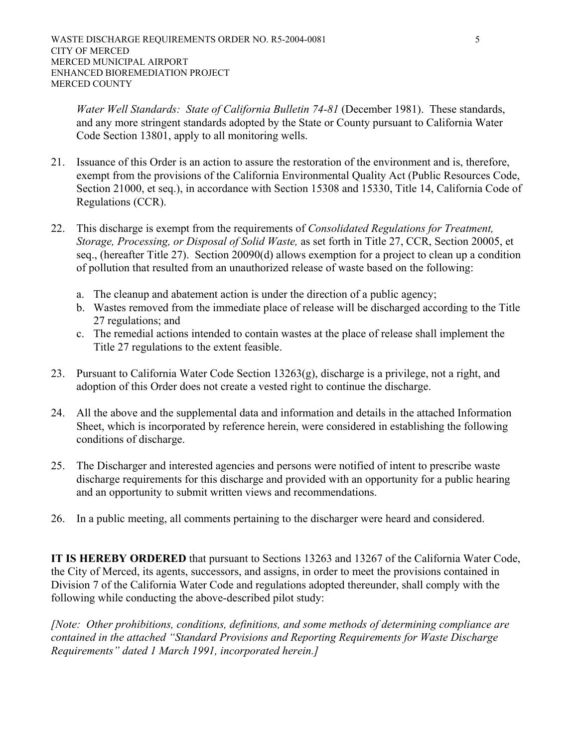*Water Well Standards: State of California Bulletin 74-81* (December 1981). These standards, and any more stringent standards adopted by the State or County pursuant to California Water Code Section 13801, apply to all monitoring wells.

21. Issuance of this Order is an action to assure the restoration of the environment and is, therefore, exempt from the provisions of the California Environmental Quality Act (Public Resources Code, Section 21000, et seq.), in accordance with Section 15308 and 15330, Title 14, California Code of Regulations (CCR).

22. This discharge is exempt from the requirements of *Consolidated Regulations for Treatment, Storage, Processing, or Disposal of Solid Waste,* as set forth in Title 27, CCR, Section 20005, et seq., (hereafter Title 27). Section 20090(d) allows exemption for a project to clean up a condition of pollution that resulted from an unauthorized release of waste based on the following:

    a. The cleanup and abatement action is under the direction of a public agency;
    b. Wastes removed from the immediate place of release will be discharged according to the Title 27 regulations; and
    c. The remedial actions intended to contain wastes at the place of release shall implement the Title 27 regulations to the extent feasible.

23. Pursuant to California Water Code Section 13263(g), discharge is a privilege, not a right, and adoption of this Order does not create a vested right to continue the discharge.

24. All the above and the supplemental data and information and details in the attached Information Sheet, which is incorporated by reference herein, were considered in establishing the following conditions of discharge.

25. The Discharger and interested agencies and persons were notified of intent to prescribe waste discharge requirements for this discharge and provided with an opportunity for a public hearing and an opportunity to submit written views and recommendations.

26. In a public meeting, all comments pertaining to the discharger were heard and considered.

**IT IS HEREBY ORDERED** that pursuant to Sections 13263 and 13267 of the California Water Code, the City of Merced, its agents, successors, and assigns, in order to meet the provisions contained in Division 7 of the California Water Code and regulations adopted thereunder, shall comply with the following while conducting the above-described pilot study:

*[Note: Other prohibitions, conditions, definitions, and some methods of determining compliance are contained in the attached "Standard Provisions and Reporting Requirements for Waste Discharge Requirements" dated 1 March 1991, incorporated herein.]*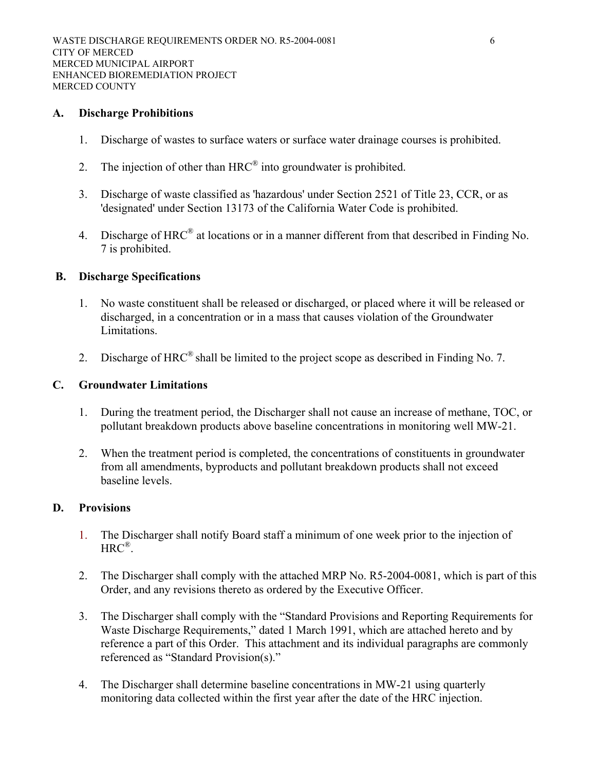## A. Discharge Prohibitions

1. Discharge of wastes to surface waters or surface water drainage courses is prohibited.

2. The injection of other than HRC® into groundwater is prohibited.

3. Discharge of waste classified as 'hazardous' under Section 2521 of Title 23, CCR, or as 'designated' under Section 13173 of the California Water Code is prohibited.

4. Discharge of HRC® at locations or in a manner different from that described in Finding No. 7 is prohibited.

## B. Discharge Specifications

1. No waste constituent shall be released or discharged, or placed where it will be released or discharged, in a concentration or in a mass that causes violation of the Groundwater Limitations.

2. Discharge of HRC® shall be limited to the project scope as described in Finding No. 7.

## C. Groundwater Limitations

1. During the treatment period, the Discharger shall not cause an increase of methane, TOC, or pollutant breakdown products above baseline concentrations in monitoring well MW-21.

2. When the treatment period is completed, the concentrations of constituents in groundwater from all amendments, byproducts and pollutant breakdown products shall not exceed baseline levels.

## D. Provisions

1. The Discharger shall notify Board staff a minimum of one week prior to the injection of HRC®.

2. The Discharger shall comply with the attached MRP No. R5-2004-0081, which is part of this Order, and any revisions thereto as ordered by the Executive Officer.

3. The Discharger shall comply with the "Standard Provisions and Reporting Requirements for Waste Discharge Requirements," dated 1 March 1991, which are attached hereto and by reference a part of this Order. This attachment and its individual paragraphs are commonly referenced as "Standard Provision(s)."

4. The Discharger shall determine baseline concentrations in MW-21 using quarterly monitoring data collected within the first year after the date of the HRC injection.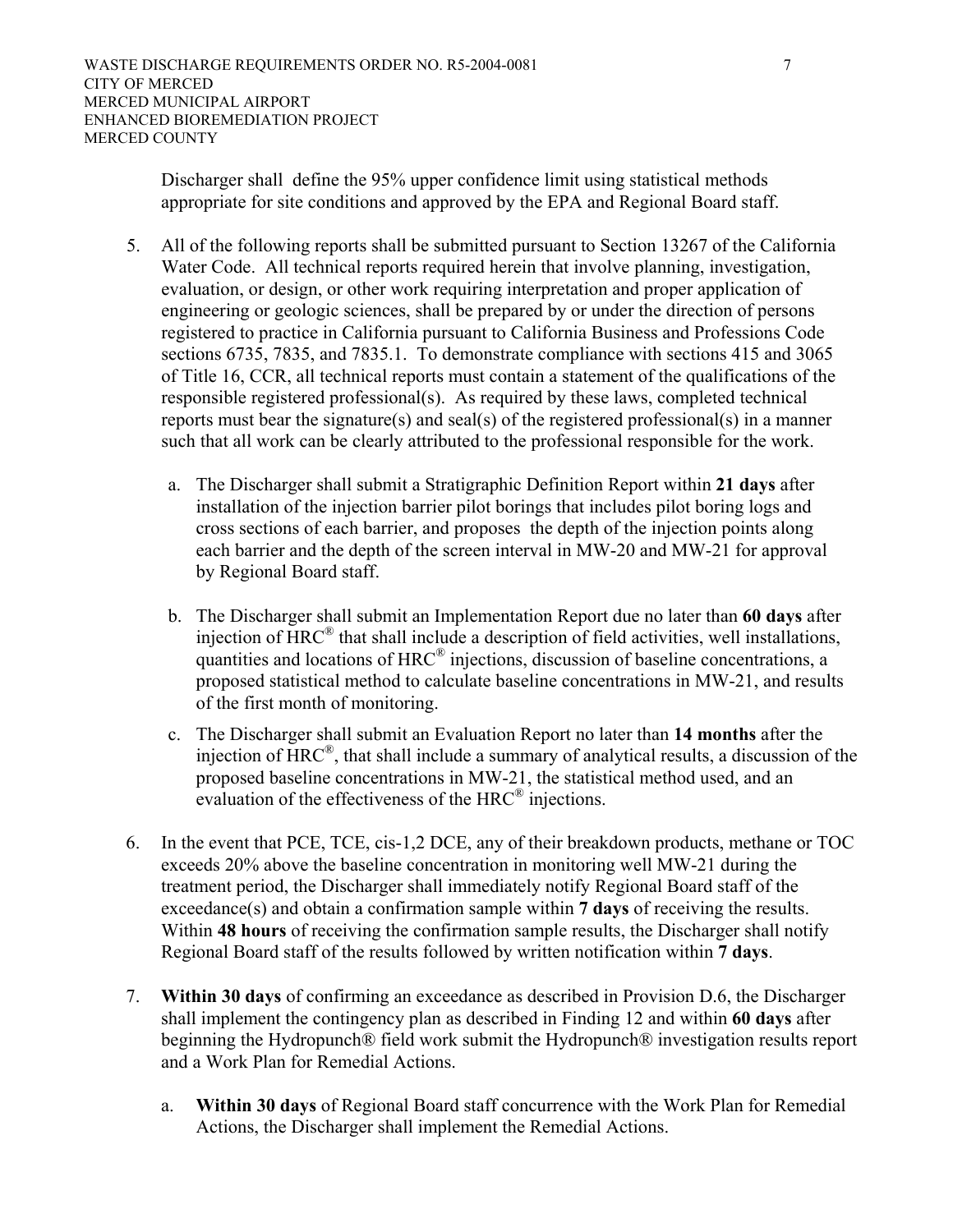Discharger shall define the 95% upper confidence limit using statistical methods appropriate for site conditions and approved by the EPA and Regional Board staff.

5. All of the following reports shall be submitted pursuant to Section 13267 of the California Water Code. All technical reports required herein that involve planning, investigation, evaluation, or design, or other work requiring interpretation and proper application of engineering or geologic sciences, shall be prepared by or under the direction of persons registered to practice in California pursuant to California Business and Professions Code sections 6735, 7835, and 7835.1. To demonstrate compliance with sections 415 and 3065 of Title 16, CCR, all technical reports must contain a statement of the qualifications of the responsible registered professional(s). As required by these laws, completed technical reports must bear the signature(s) and seal(s) of the registered professional(s) in a manner such that all work can be clearly attributed to the professional responsible for the work.

   a. The Discharger shall submit a Stratigraphic Definition Report within **21 days** after installation of the injection barrier pilot borings that includes pilot boring logs and cross sections of each barrier, and proposes the depth of the injection points along each barrier and the depth of the screen interval in MW-20 and MW-21 for approval by Regional Board staff.

   b. The Discharger shall submit an Implementation Report due no later than **60 days** after injection of HRC® that shall include a description of field activities, well installations, quantities and locations of HRC® injections, discussion of baseline concentrations, a proposed statistical method to calculate baseline concentrations in MW-21, and results of the first month of monitoring.

   c. The Discharger shall submit an Evaluation Report no later than **14 months** after the injection of HRC®, that shall include a summary of analytical results, a discussion of the proposed baseline concentrations in MW-21, the statistical method used, and an evaluation of the effectiveness of the HRC® injections.

6. In the event that PCE, TCE, cis-1,2 DCE, any of their breakdown products, methane or TOC exceeds 20% above the baseline concentration in monitoring well MW-21 during the treatment period, the Discharger shall immediately notify Regional Board staff of the exceedance(s) and obtain a confirmation sample within **7 days** of receiving the results. Within **48 hours** of receiving the confirmation sample results, the Discharger shall notify Regional Board staff of the results followed by written notification within **7 days**.

7. **Within 30 days** of confirming an exceedance as described in Provision D.6, the Discharger shall implement the contingency plan as described in Finding 12 and within **60 days** after beginning the Hydropunch® field work submit the Hydropunch® investigation results report and a Work Plan for Remedial Actions.

   a. **Within 30 days** of Regional Board staff concurrence with the Work Plan for Remedial Actions, the Discharger shall implement the Remedial Actions.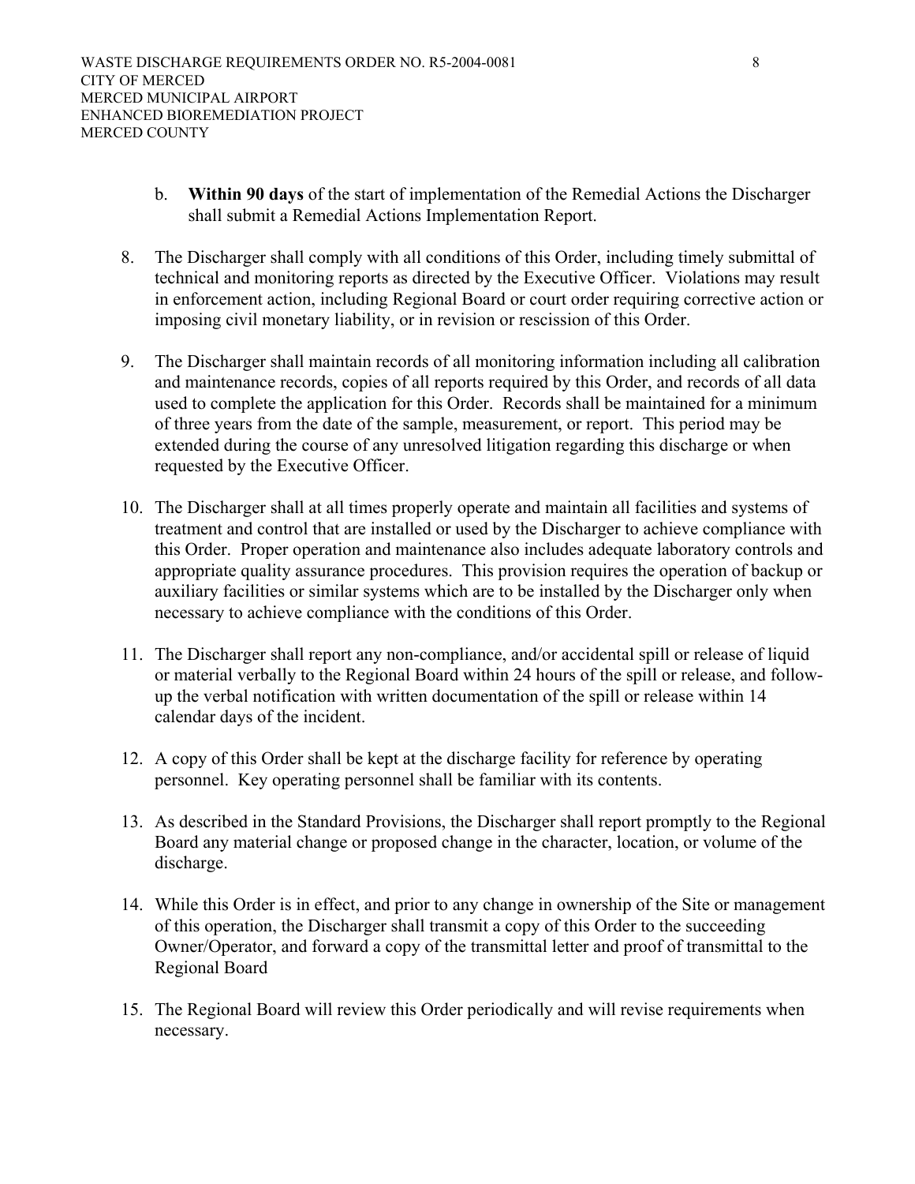b. **Within 90 days** of the start of implementation of the Remedial Actions the Discharger shall submit a Remedial Actions Implementation Report.

8. The Discharger shall comply with all conditions of this Order, including timely submittal of technical and monitoring reports as directed by the Executive Officer. Violations may result in enforcement action, including Regional Board or court order requiring corrective action or imposing civil monetary liability, or in revision or rescission of this Order.

9. The Discharger shall maintain records of all monitoring information including all calibration and maintenance records, copies of all reports required by this Order, and records of all data used to complete the application for this Order. Records shall be maintained for a minimum of three years from the date of the sample, measurement, or report. This period may be extended during the course of any unresolved litigation regarding this discharge or when requested by the Executive Officer.

10. The Discharger shall at all times properly operate and maintain all facilities and systems of treatment and control that are installed or used by the Discharger to achieve compliance with this Order. Proper operation and maintenance also includes adequate laboratory controls and appropriate quality assurance procedures. This provision requires the operation of backup or auxiliary facilities or similar systems which are to be installed by the Discharger only when necessary to achieve compliance with the conditions of this Order.

11. The Discharger shall report any non-compliance, and/or accidental spill or release of liquid or material verbally to the Regional Board within 24 hours of the spill or release, and follow-up the verbal notification with written documentation of the spill or release within 14 calendar days of the incident.

12. A copy of this Order shall be kept at the discharge facility for reference by operating personnel. Key operating personnel shall be familiar with its contents.

13. As described in the Standard Provisions, the Discharger shall report promptly to the Regional Board any material change or proposed change in the character, location, or volume of the discharge.

14. While this Order is in effect, and prior to any change in ownership of the Site or management of this operation, the Discharger shall transmit a copy of this Order to the succeeding Owner/Operator, and forward a copy of the transmittal letter and proof of transmittal to the Regional Board

15. The Regional Board will review this Order periodically and will revise requirements when necessary.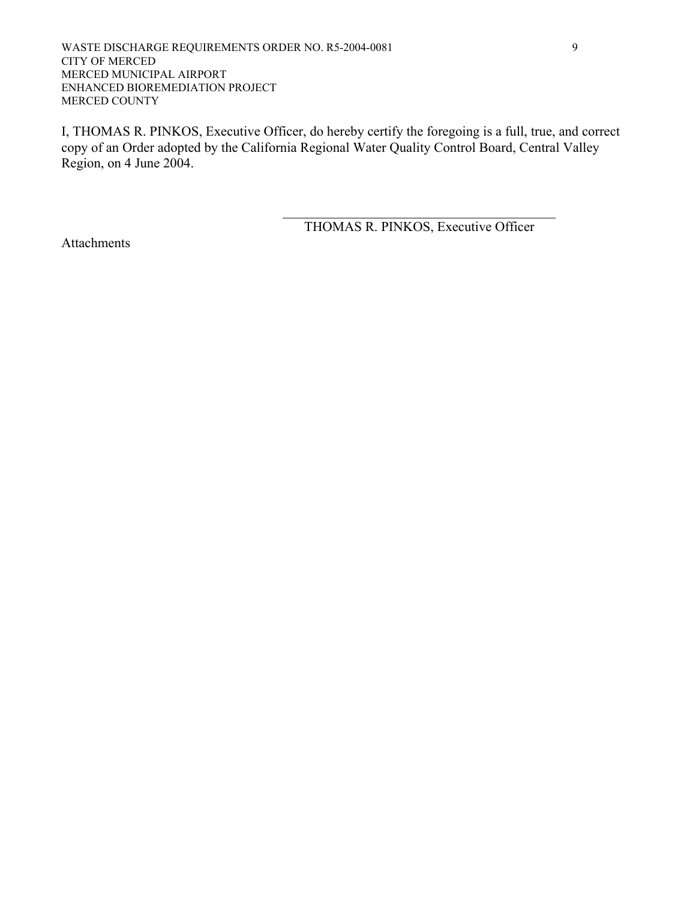I, THOMAS R. PINKOS, Executive Officer, do hereby certify the foregoing is a full, true, and correct copy of an Order adopted by the California Regional Water Quality Control Board, Central Valley Region, on 4 June 2004.

\_\_\_\_\_\_\_\_\_\_\_\_\_\_\_\_\_\_\_\_\_\_\_\_\_\_\_\_\_\_\_\_\_\_\_\_\_\_\_\_

THOMAS R. PINKOS, Executive Officer

Attachments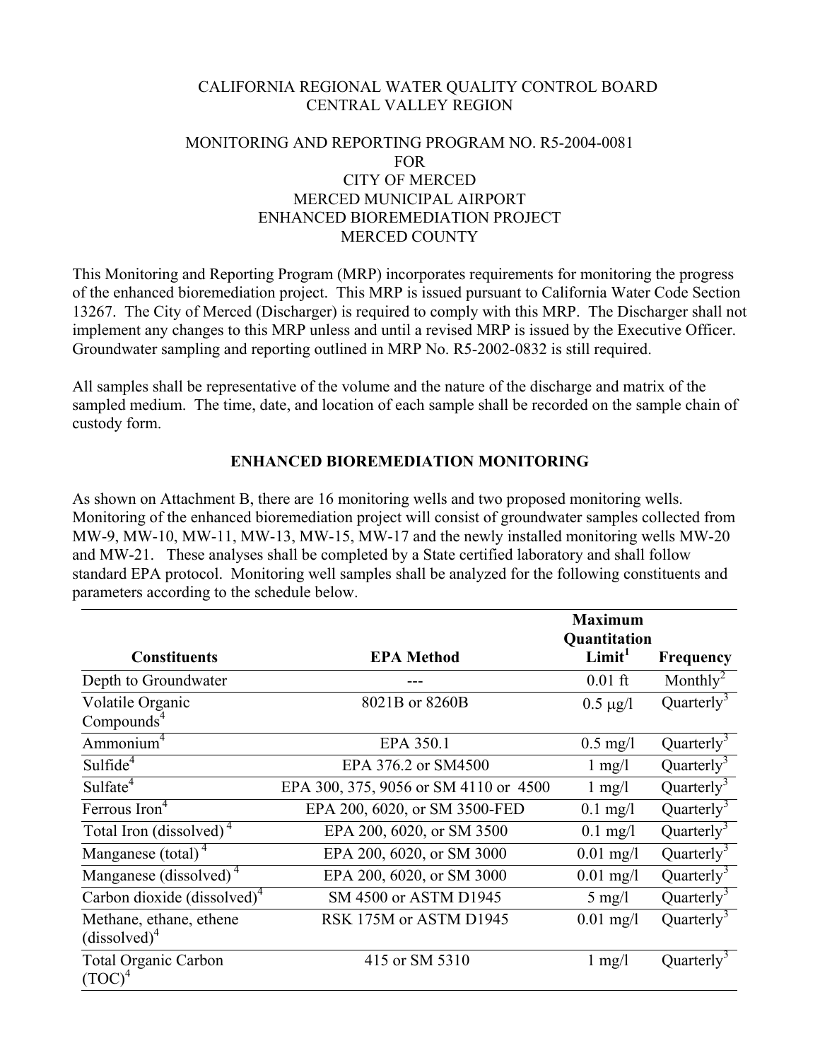CALIFORNIA REGIONAL WATER QUALITY CONTROL BOARD
CENTRAL VALLEY REGION

MONITORING AND REPORTING PROGRAM NO. R5-2004-0081
FOR
CITY OF MERCED
MERCED MUNICIPAL AIRPORT
ENHANCED BIOREMEDIATION PROJECT
MERCED COUNTY

This Monitoring and Reporting Program (MRP) incorporates requirements for monitoring the progress of the enhanced bioremediation project. This MRP is issued pursuant to California Water Code Section 13267. The City of Merced (Discharger) is required to comply with this MRP. The Discharger shall not implement any changes to this MRP unless and until a revised MRP is issued by the Executive Officer. Groundwater sampling and reporting outlined in MRP No. R5-2002-0832 is still required.

All samples shall be representative of the volume and the nature of the discharge and matrix of the sampled medium. The time, date, and location of each sample shall be recorded on the sample chain of custody form.

## ENHANCED BIOREMEDIATION MONITORING

As shown on Attachment B, there are 16 monitoring wells and two proposed monitoring wells. Monitoring of the enhanced bioremediation project will consist of groundwater samples collected from MW-9, MW-10, MW-11, MW-13, MW-15, MW-17 and the newly installed monitoring wells MW-20 and MW-21. These analyses shall be completed by a State certified laboratory and shall follow standard EPA protocol. Monitoring well samples shall be analyzed for the following constituents and parameters according to the schedule below.

| Constituents | EPA Method | Maximum Quantitation Limit[1] | Frequency |
|---|---|---|---|
| Depth to Groundwater | --- | 0.01 ft | Monthly[2] |
| Volatile Organic Compounds[4] | 8021B or 8260B | 0.5 μg/l | Quarterly[3] |
| Ammonium[4] | EPA 350.1 | 0.5 mg/l | Quarterly[3] |
| Sulfide[4] | EPA 376.2 or SM4500 | 1 mg/l | Quarterly[3] |
| Sulfate[4] | EPA 300, 375, 9056 or SM 4110 or 4500 | 1 mg/l | Quarterly[3] |
| Ferrous Iron[4] | EPA 200, 6020, or SM 3500-FED | 0.1 mg/l | Quarterly[3] |
| Total Iron (dissolved)[4] | EPA 200, 6020, or SM 3500 | 0.1 mg/l | Quarterly[3] |
| Manganese (total)[4] | EPA 200, 6020, or SM 3000 | 0.01 mg/l | Quarterly[3] |
| Manganese (dissolved)[4] | EPA 200, 6020, or SM 3000 | 0.01 mg/l | Quarterly[3] |
| Carbon dioxide (dissolved)[4] | SM 4500 or ASTM D1945 | 5 mg/l | Quarterly[3] |
| Methane, ethane, ethene (dissolved)[4] | RSK 175M or ASTM D1945 | 0.01 mg/l | Quarterly[3] |
| Total Organic Carbon (TOC)[4] | 415 or SM 5310 | 1 mg/l | Quarterly[3] |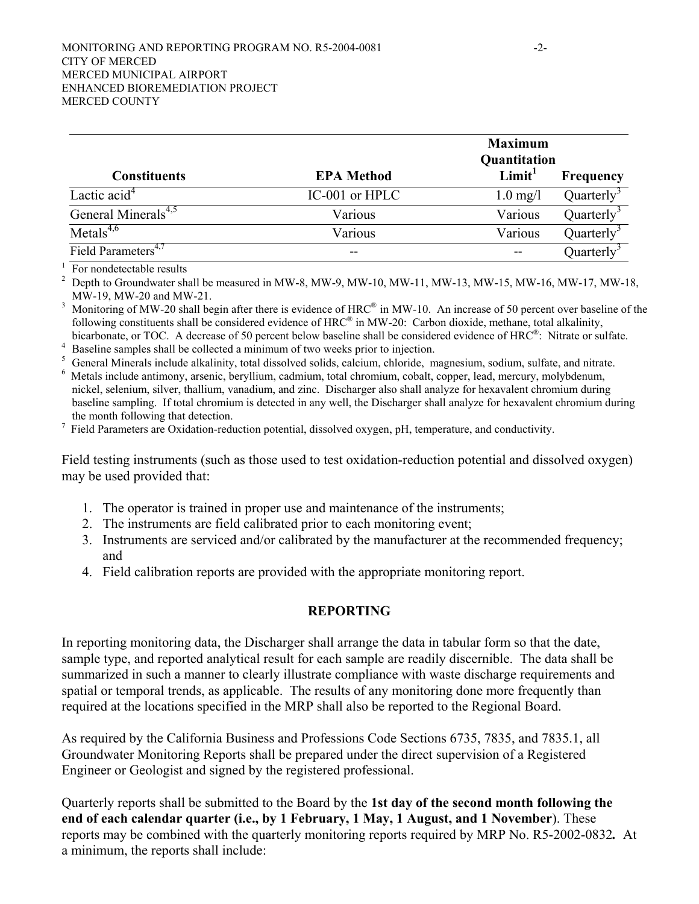| Constituents | EPA Method | Maximum Quantitation Limit[1] | Frequency |
|---|---|---|---|
| Lactic acid[4] | IC-001 or HPLC | 1.0 mg/l | Quarterly[3] |
| General Minerals[4,5] | Various | Various | Quarterly[3] |
| Metals[4,6] | Various | Various | Quarterly[3] |
| Field Parameters[4,7] | -- | -- | Quarterly[3] |

[1] For nondetectable results

[2] Depth to Groundwater shall be measured in MW-8, MW-9, MW-10, MW-11, MW-13, MW-15, MW-16, MW-17, MW-18, MW-19, MW-20 and MW-21.

[3] Monitoring of MW-20 shall begin after there is evidence of HRC® in MW-10. An increase of 50 percent over baseline of the following constituents shall be considered evidence of HRC® in MW-20: Carbon dioxide, methane, total alkalinity, bicarbonate, or TOC. A decrease of 50 percent below baseline shall be considered evidence of HRC®: Nitrate or sulfate.

[4] Baseline samples shall be collected a minimum of two weeks prior to injection.

[5] General Minerals include alkalinity, total dissolved solids, calcium, chloride, magnesium, sodium, sulfate, and nitrate.

[6] Metals include antimony, arsenic, beryllium, cadmium, total chromium, cobalt, copper, lead, mercury, molybdenum, nickel, selenium, silver, thallium, vanadium, and zinc. Discharger also shall analyze for hexavalent chromium during baseline sampling. If total chromium is detected in any well, the Discharger shall analyze for hexavalent chromium during the month following that detection.

[7] Field Parameters are Oxidation-reduction potential, dissolved oxygen, pH, temperature, and conductivity.

Field testing instruments (such as those used to test oxidation-reduction potential and dissolved oxygen) may be used provided that:

1. The operator is trained in proper use and maintenance of the instruments;
2. The instruments are field calibrated prior to each monitoring event;
3. Instruments are serviced and/or calibrated by the manufacturer at the recommended frequency; and
4. Field calibration reports are provided with the appropriate monitoring report.

## REPORTING

In reporting monitoring data, the Discharger shall arrange the data in tabular form so that the date, sample type, and reported analytical result for each sample are readily discernible. The data shall be summarized in such a manner to clearly illustrate compliance with waste discharge requirements and spatial or temporal trends, as applicable. The results of any monitoring done more frequently than required at the locations specified in the MRP shall also be reported to the Regional Board.

As required by the California Business and Professions Code Sections 6735, 7835, and 7835.1, all Groundwater Monitoring Reports shall be prepared under the direct supervision of a Registered Engineer or Geologist and signed by the registered professional.

Quarterly reports shall be submitted to the Board by the **1st day of the second month following the end of each calendar quarter (i.e., by 1 February, 1 May, 1 August, and 1 November**). These reports may be combined with the quarterly monitoring reports required by MRP No. R5-2002-0832**.** At a minimum, the reports shall include: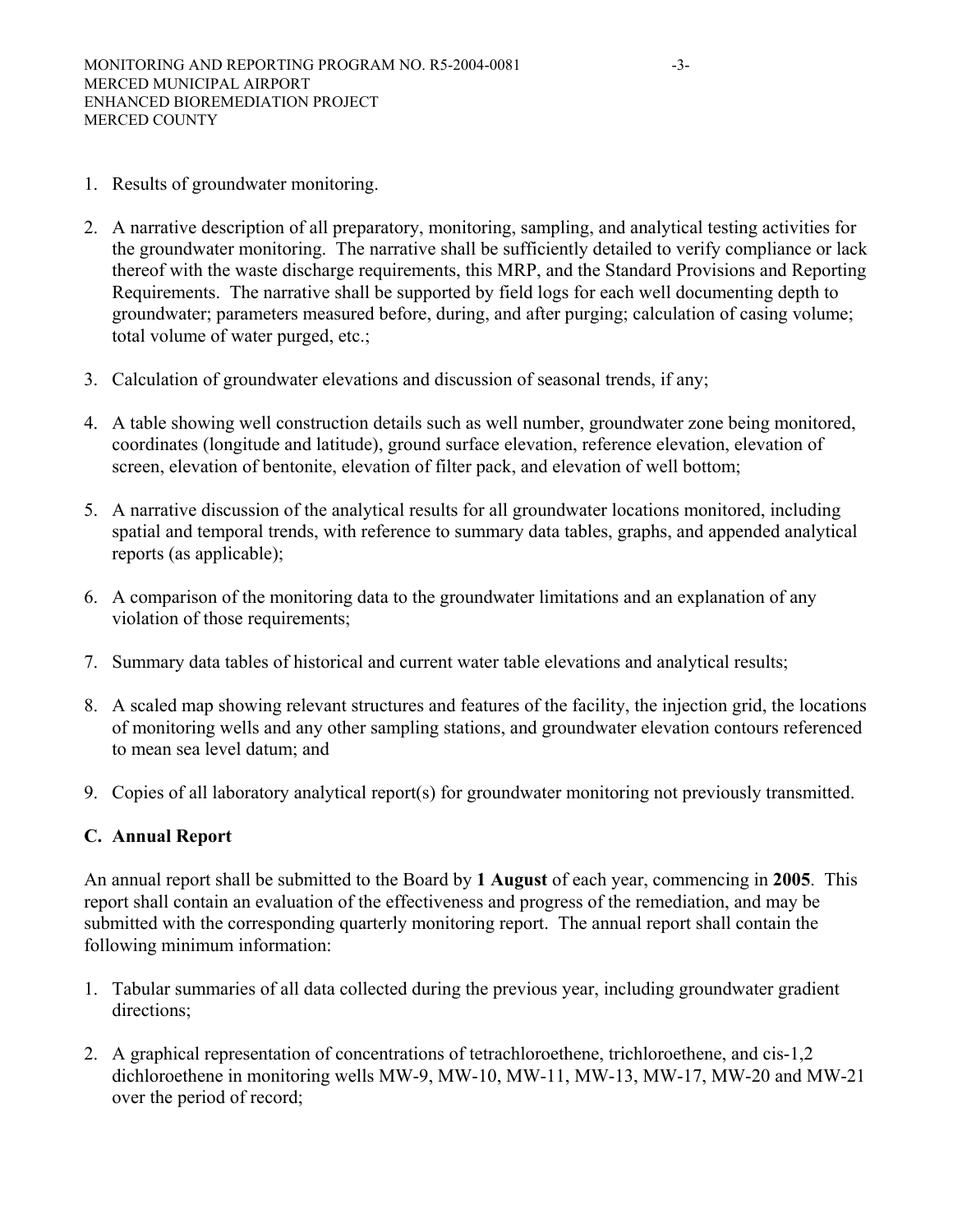1. Results of groundwater monitoring.

2. A narrative description of all preparatory, monitoring, sampling, and analytical testing activities for the groundwater monitoring. The narrative shall be sufficiently detailed to verify compliance or lack thereof with the waste discharge requirements, this MRP, and the Standard Provisions and Reporting Requirements. The narrative shall be supported by field logs for each well documenting depth to groundwater; parameters measured before, during, and after purging; calculation of casing volume; total volume of water purged, etc.;

3. Calculation of groundwater elevations and discussion of seasonal trends, if any;

4. A table showing well construction details such as well number, groundwater zone being monitored, coordinates (longitude and latitude), ground surface elevation, reference elevation, elevation of screen, elevation of bentonite, elevation of filter pack, and elevation of well bottom;

5. A narrative discussion of the analytical results for all groundwater locations monitored, including spatial and temporal trends, with reference to summary data tables, graphs, and appended analytical reports (as applicable);

6. A comparison of the monitoring data to the groundwater limitations and an explanation of any violation of those requirements;

7. Summary data tables of historical and current water table elevations and analytical results;

8. A scaled map showing relevant structures and features of the facility, the injection grid, the locations of monitoring wells and any other sampling stations, and groundwater elevation contours referenced to mean sea level datum; and

9. Copies of all laboratory analytical report(s) for groundwater monitoring not previously transmitted.

## C. Annual Report

An annual report shall be submitted to the Board by **1 August** of each year, commencing in **2005**. This report shall contain an evaluation of the effectiveness and progress of the remediation, and may be submitted with the corresponding quarterly monitoring report. The annual report shall contain the following minimum information:

1. Tabular summaries of all data collected during the previous year, including groundwater gradient directions;

2. A graphical representation of concentrations of tetrachloroethene, trichloroethene, and cis-1,2 dichloroethene in monitoring wells MW-9, MW-10, MW-11, MW-13, MW-17, MW-20 and MW-21 over the period of record;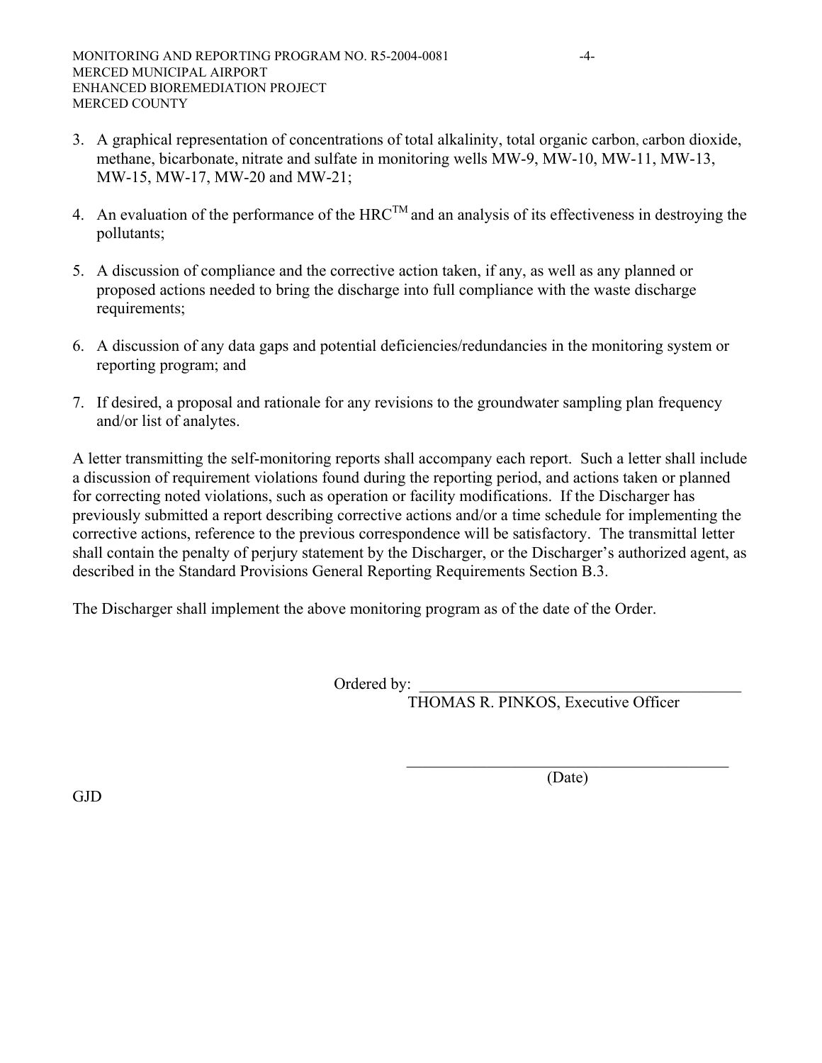3. A graphical representation of concentrations of total alkalinity, total organic carbon, carbon dioxide, methane, bicarbonate, nitrate and sulfate in monitoring wells MW-9, MW-10, MW-11, MW-13, MW-15, MW-17, MW-20 and MW-21;

4. An evaluation of the performance of the HRC™ and an analysis of its effectiveness in destroying the pollutants;

5. A discussion of compliance and the corrective action taken, if any, as well as any planned or proposed actions needed to bring the discharge into full compliance with the waste discharge requirements;

6. A discussion of any data gaps and potential deficiencies/redundancies in the monitoring system or reporting program; and

7. If desired, a proposal and rationale for any revisions to the groundwater sampling plan frequency and/or list of analytes.

A letter transmitting the self-monitoring reports shall accompany each report. Such a letter shall include a discussion of requirement violations found during the reporting period, and actions taken or planned for correcting noted violations, such as operation or facility modifications. If the Discharger has previously submitted a report describing corrective actions and/or a time schedule for implementing the corrective actions, reference to the previous correspondence will be satisfactory. The transmittal letter shall contain the penalty of perjury statement by the Discharger, or the Discharger's authorized agent, as described in the Standard Provisions General Reporting Requirements Section B.3.

The Discharger shall implement the above monitoring program as of the date of the Order.

Ordered by: ________________________________________
THOMAS R. PINKOS, Executive Officer

________________________________________
(Date)

GJD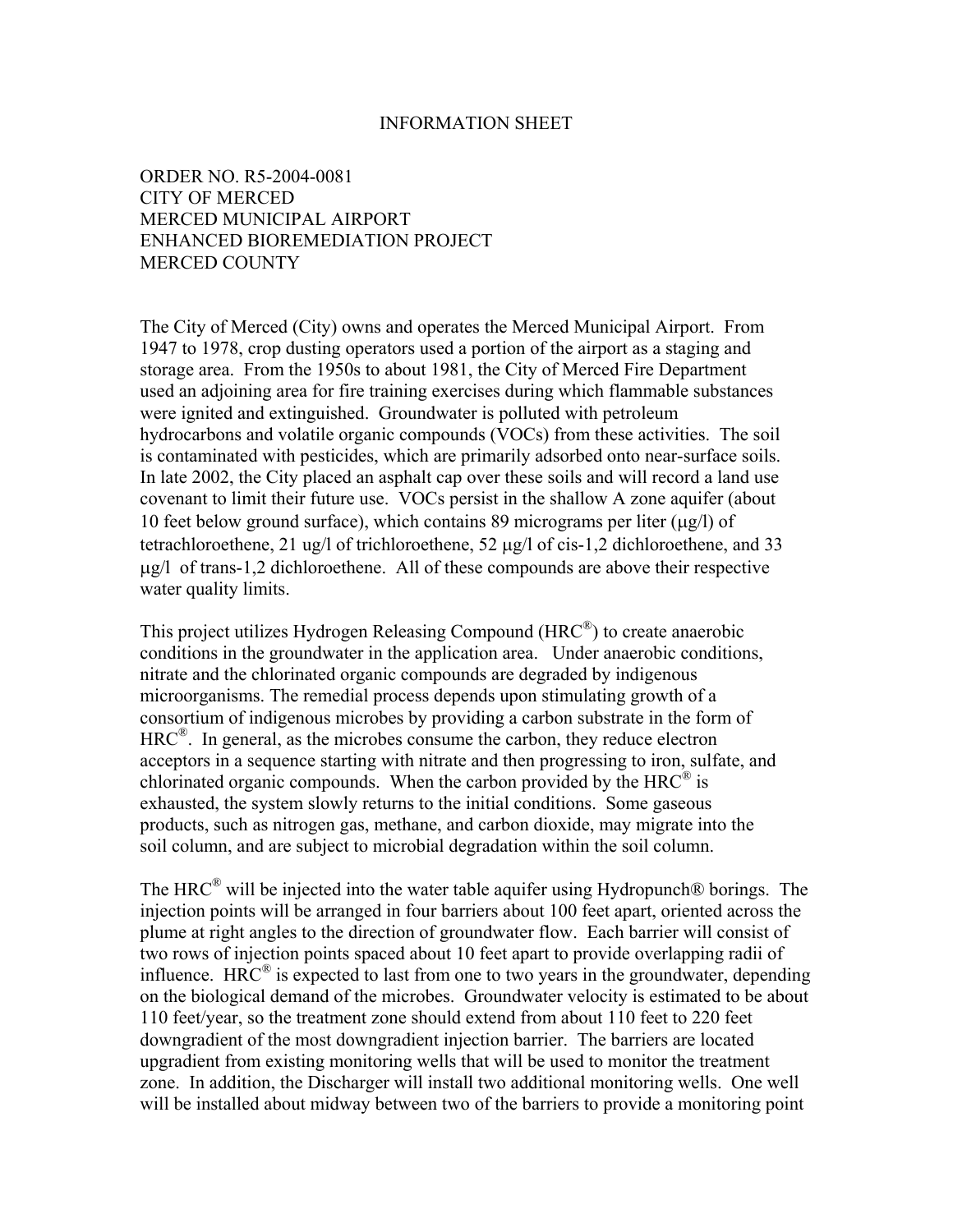# INFORMATION SHEET

ORDER NO. R5-2004-0081
CITY OF MERCED
MERCED MUNICIPAL AIRPORT
ENHANCED BIOREMEDIATION PROJECT
MERCED COUNTY

The City of Merced (City) owns and operates the Merced Municipal Airport. From 1947 to 1978, crop dusting operators used a portion of the airport as a staging and storage area. From the 1950s to about 1981, the City of Merced Fire Department used an adjoining area for fire training exercises during which flammable substances were ignited and extinguished. Groundwater is polluted with petroleum hydrocarbons and volatile organic compounds (VOCs) from these activities. The soil is contaminated with pesticides, which are primarily adsorbed onto near-surface soils. In late 2002, the City placed an asphalt cap over these soils and will record a land use covenant to limit their future use. VOCs persist in the shallow A zone aquifer (about 10 feet below ground surface), which contains 89 micrograms per liter (μg/l) of tetrachloroethene, 21 ug/l of trichloroethene, 52 μg/l of cis-1,2 dichloroethene, and 33 μg/l of trans-1,2 dichloroethene. All of these compounds are above their respective water quality limits.

This project utilizes Hydrogen Releasing Compound (HRC®) to create anaerobic conditions in the groundwater in the application area. Under anaerobic conditions, nitrate and the chlorinated organic compounds are degraded by indigenous microorganisms. The remedial process depends upon stimulating growth of a consortium of indigenous microbes by providing a carbon substrate in the form of HRC®. In general, as the microbes consume the carbon, they reduce electron acceptors in a sequence starting with nitrate and then progressing to iron, sulfate, and chlorinated organic compounds. When the carbon provided by the HRC® is exhausted, the system slowly returns to the initial conditions. Some gaseous products, such as nitrogen gas, methane, and carbon dioxide, may migrate into the soil column, and are subject to microbial degradation within the soil column.

The HRC® will be injected into the water table aquifer using Hydropunch® borings. The injection points will be arranged in four barriers about 100 feet apart, oriented across the plume at right angles to the direction of groundwater flow. Each barrier will consist of two rows of injection points spaced about 10 feet apart to provide overlapping radii of influence. HRC® is expected to last from one to two years in the groundwater, depending on the biological demand of the microbes. Groundwater velocity is estimated to be about 110 feet/year, so the treatment zone should extend from about 110 feet to 220 feet downgradient of the most downgradient injection barrier. The barriers are located upgradient from existing monitoring wells that will be used to monitor the treatment zone. In addition, the Discharger will install two additional monitoring wells. One well will be installed about midway between two of the barriers to provide a monitoring point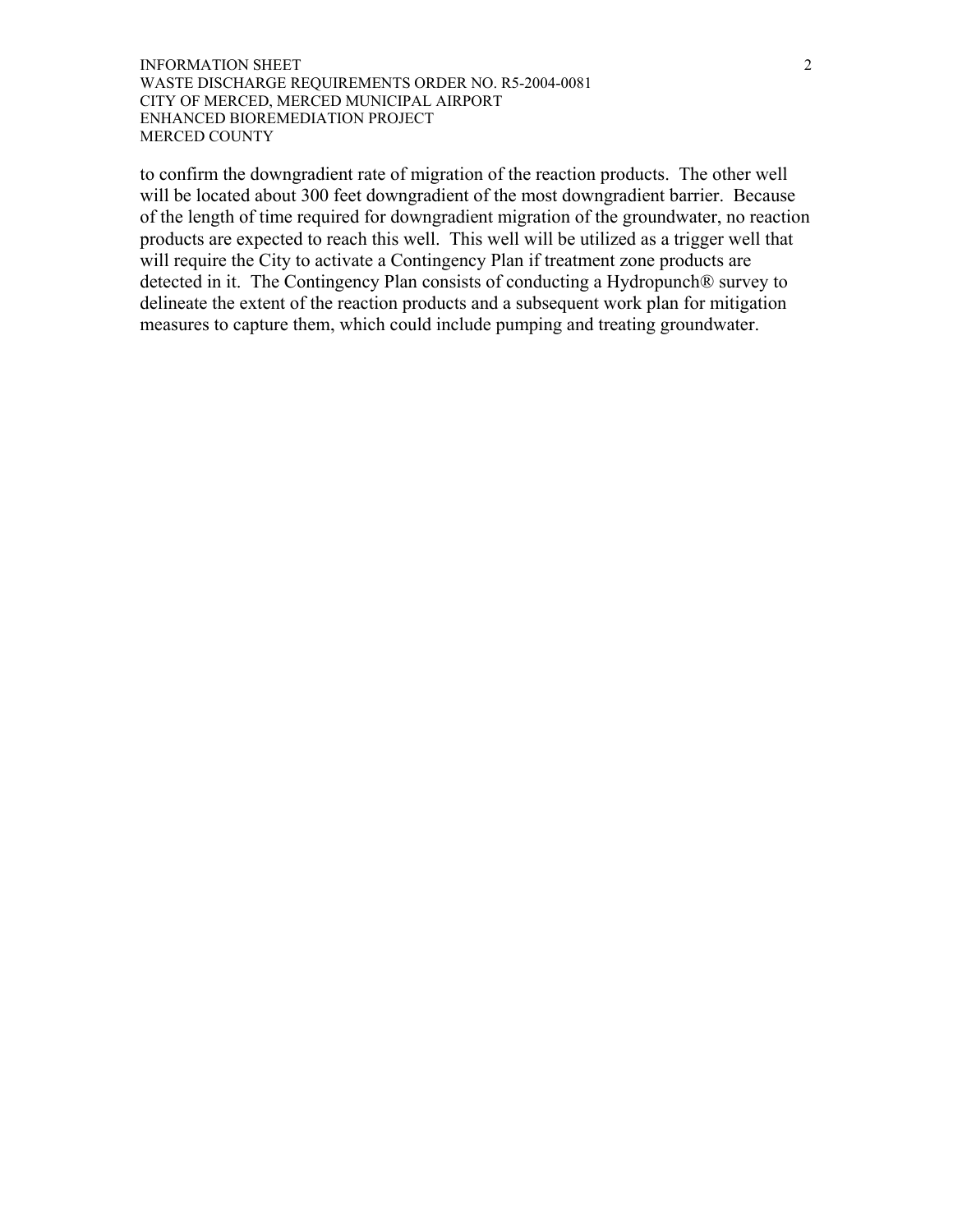to confirm the downgradient rate of migration of the reaction products. The other well will be located about 300 feet downgradient of the most downgradient barrier. Because of the length of time required for downgradient migration of the groundwater, no reaction products are expected to reach this well. This well will be utilized as a trigger well that will require the City to activate a Contingency Plan if treatment zone products are detected in it. The Contingency Plan consists of conducting a Hydropunch® survey to delineate the extent of the reaction products and a subsequent work plan for mitigation measures to capture them, which could include pumping and treating groundwater.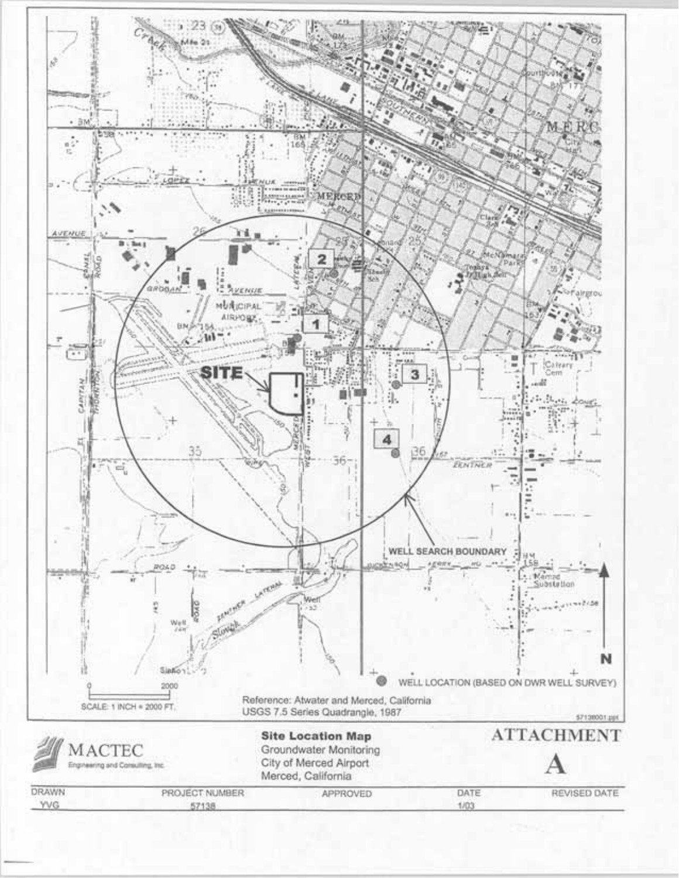SITE

WELL SEARCH BOUNDARY

1

2

3

4

N

WELL LOCATION (BASED ON DWR WELL SURVEY)

0 2000

SCALE: 1 INCH = 2000 FT.

Reference: Atwater and Merced, California
USGS 7.5 Series Quadrangle, 1987

57138001.ppt

MACTEC
Engineering and Consulting, Inc.

**Site Location Map**
Groundwater Monitoring
City of Merced Airport
Merced, California

**ATTACHMENT**

**A**

| DRAWN | PROJECT NUMBER | APPROVED | DATE | REVISED DATE |
| --- | --- | --- | --- | --- |
| YVG | 57138 | | 1/03 | |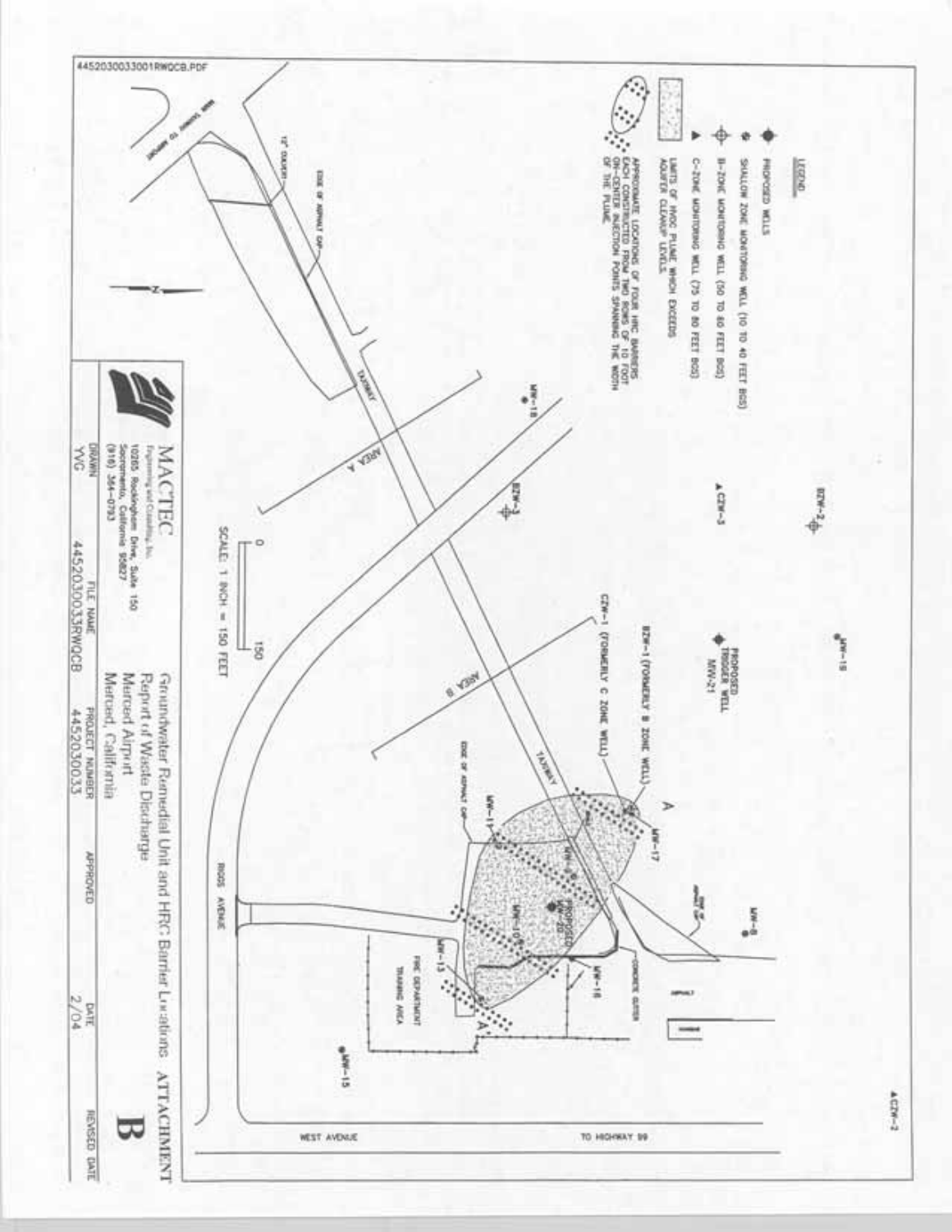4452030033001RWQCB.PDF

LEGEND

PROPOSED WELLS

SHALLOW ZONE MONITORING WELL (10 TO 40 FEET BGS)

B-ZONE MONITORING WELL (50 TO 60 FEET BGS)

C-ZONE MONITORING WELL (75 TO 80 FEET BGS)

LIMITS OF HVOC PLUME WHICH EXCEEDS AQUIFER CLEANUP LEVELS

APPROXIMATE LOCATIONS OF FOUR HRC BARRIERS EACH CONSTRUCTED FROM TWO ROWS OF 10 FOOT ON-CENTER INJECTION POINTS SPANNING THE WIDTH OF THE PLUME

MW-18

BZW-2

CZW-3

BZW-3

AREA A

AREA B

TAXIWAY

EDGE OF ASPHALT CAP

MW-19

PROPOSED TRIGGER WELL MW-21

BZW-1 (FORMERLY B ZONE WELL)

CZW-1 (FORMERLY C ZONE WELL)

A

A'

MW-17

MW-11

MW-9

MW-10

MW-13

MW-16

MW-8

PROPOSED MW-20

CONCRETE GUTTER

ASPHALT

FIRE DEPARTMENT TRAINING AREA

MW-15

CZW-2

RIGGS AVENUE

WEST AVENUE

TO HIGHWAY 99

SCALE: 1 INCH = 150 FEET

0 150

N

MACTEC

Engineering and Consulting, Inc.

10265 Rockingham Drive, Suite 150

Sacramento, California 95827

(916) 364-0793

Groundwater Remedial Unit and HRC Barrier Locations

Report of Waste Discharge

Merced Airport

Merced, California

ATTACHMENT

B

| DRAWN | FILE NAME | PROJECT NUMBER | APPROVED | DATE | REVISED DATE |
| --- | --- | --- | --- | --- | --- |
| YYG | 4452030033RWQCB | 4452030033 | | 2/04 | |